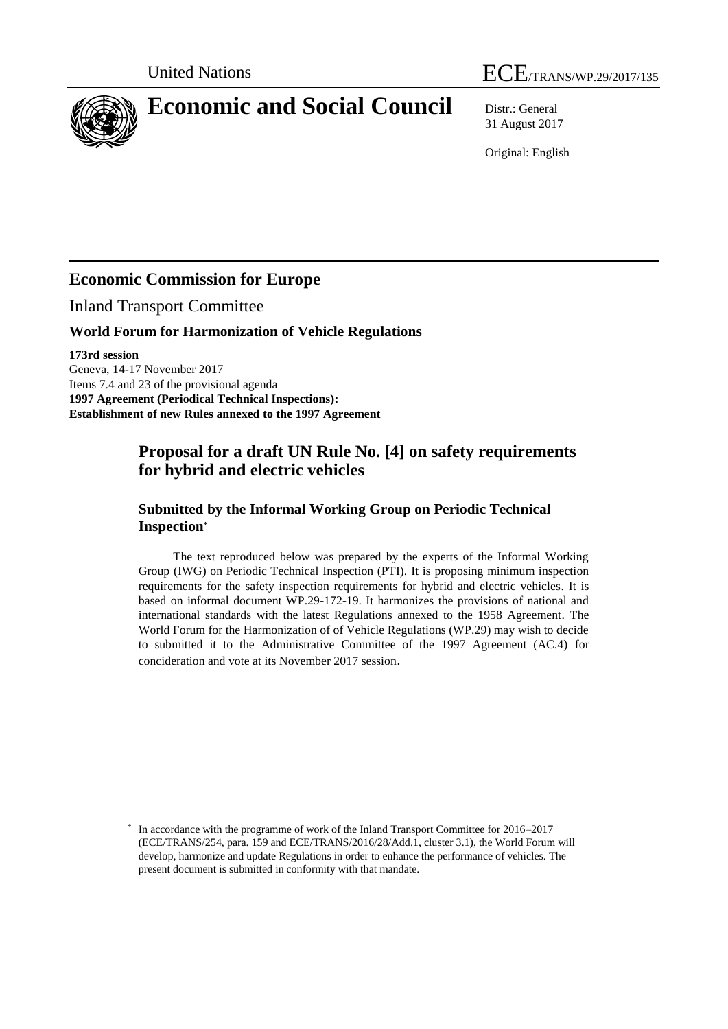United Nations

ECE/TRANS/WP.29/2017/135

# Economic and Social Council

Distr.: General
31 August 2017

Original: English

## Economic Commission for Europe

Inland Transport Committee

### World Forum for Harmonization of Vehicle Regulations

**173rd session**
Geneva, 14-17 November 2017
Items 7.4 and 23 of the provisional agenda
**1997 Agreement (Periodical Technical Inspections): Establishment of new Rules annexed to the 1997 Agreement**

## Proposal for a draft UN Rule No. [4] on safety requirements for hybrid and electric vehicles

### Submitted by the Informal Working Group on Periodic Technical Inspection*

The text reproduced below was prepared by the experts of the Informal Working Group (IWG) on Periodic Technical Inspection (PTI). It is proposing minimum inspection requirements for the safety inspection requirements for hybrid and electric vehicles. It is based on informal document WP.29-172-19. It harmonizes the provisions of national and international standards with the latest Regulations annexed to the 1958 Agreement. The World Forum for the Harmonization of of Vehicle Regulations (WP.29) may wish to decide to submitted it to the Administrative Committee of the 1997 Agreement (AC.4) for conciderationand vote at its November 2017 session.

* In accordance with the programme of work of the Inland Transport Committee for 2016–2017 (ECE/TRANS/254, para. 159 and ECE/TRANS/2016/28/Add.1, cluster 3.1), the World Forum will develop, harmonize and update Regulations in order to enhance the performance of vehicles. The present document is submitted in conformity with that mandate.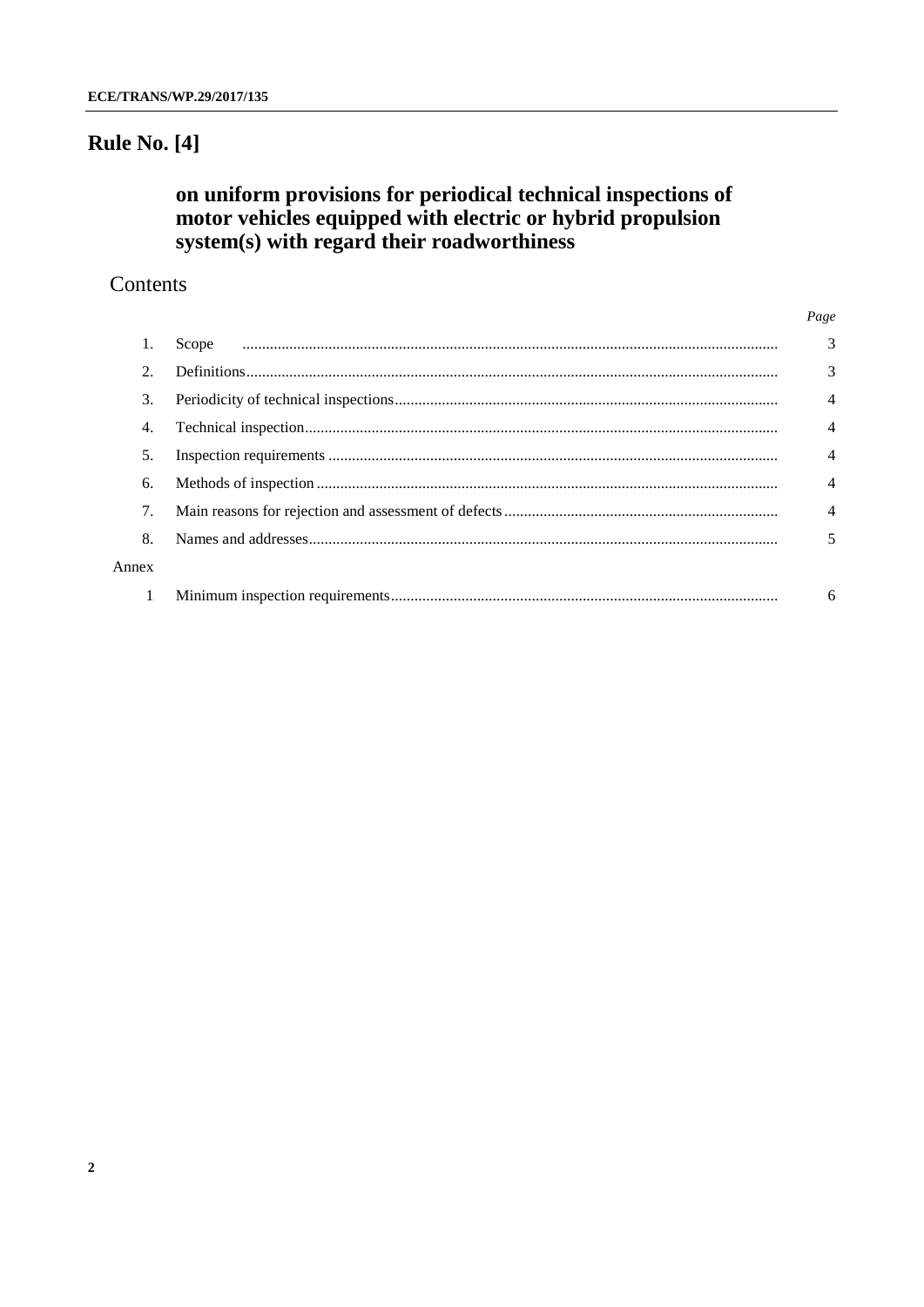# Rule No. [4]

## on uniform provisions for periodical technical inspections of motor vehicles equipped with electric or hybrid propulsion system(s) with regard their roadworthiness

### Contents

| | | *Page* |
|---|---|---|
| 1. | Scope | 3 |
| 2. | Definitions | 3 |
| 3. | Periodicity of technical inspections | 4 |
| 4. | Technical inspection | 4 |
| 5. | Inspection requirements | 4 |
| 6. | Methods of inspection | 4 |
| 7. | Main reasons for rejection and assessment of defects | 4 |
| 8. | Names and addresses | 5 |
| Annex | | |
| 1 | Minimum inspection requirements | 6 |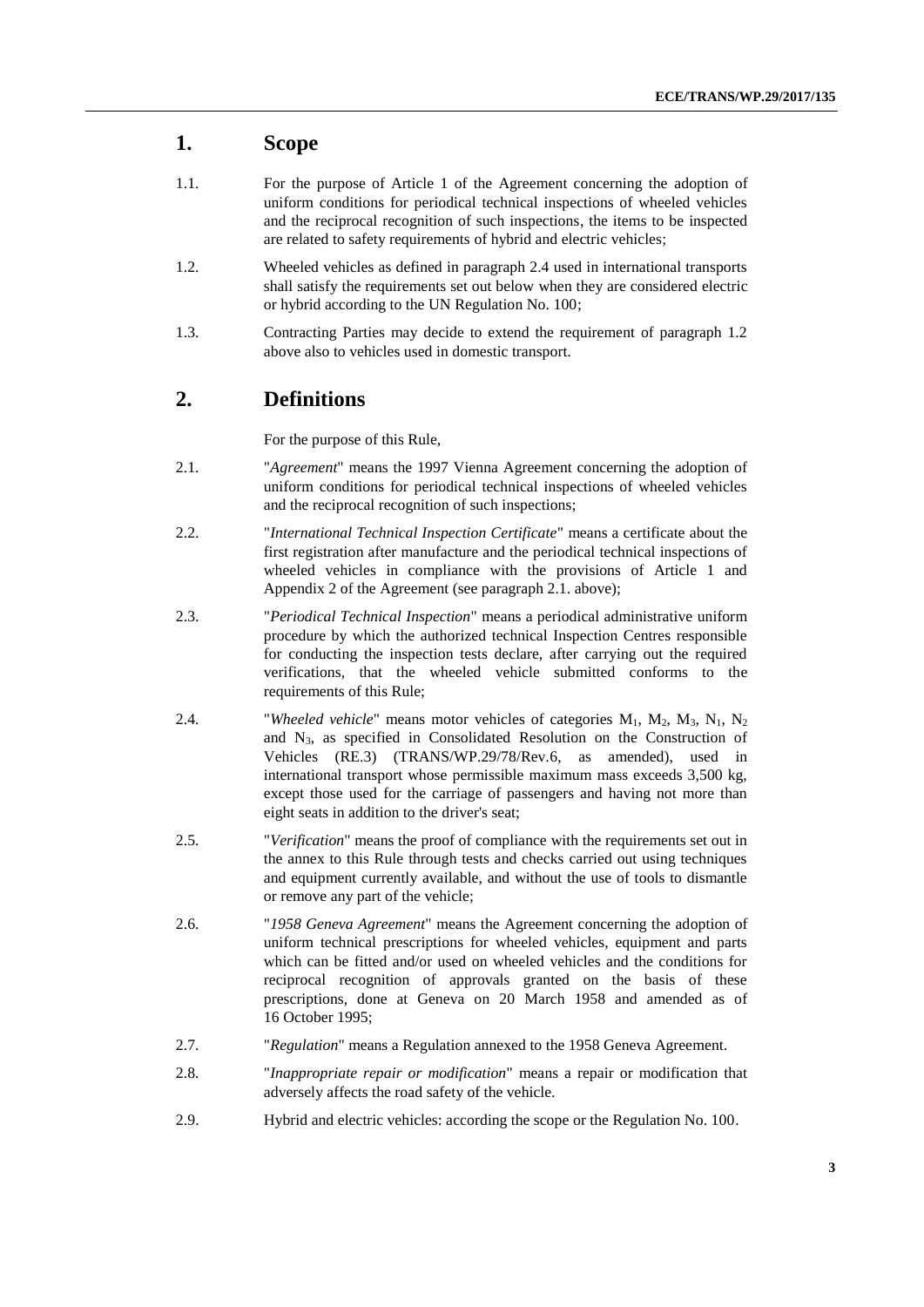## 1. Scope

1.1. For the purpose of Article 1 of the Agreement concerning the adoption of uniform conditions for periodical technical inspections of wheeled vehicles and the reciprocal recognition of such inspections, the items to be inspected are related to safety requirements of hybrid and electric vehicles;

1.2. Wheeled vehicles as defined in paragraph 2.4 used in international transports shall satisfy the requirements set out below when they are considered electric or hybrid according to the UN Regulation No. 100;

1.3. Contracting Parties may decide to extend the requirement of paragraph 1.2 above also to vehicles used in domestic transport.

## 2. Definitions

For the purpose of this Rule,

2.1. "*Agreement*" means the 1997 Vienna Agreement concerning the adoption of uniform conditions for periodical technical inspections of wheeled vehicles and the reciprocal recognition of such inspections;

2.2. "*International Technical Inspection Certificate*" means a certificate about the first registration after manufacture and the periodical technical inspections of wheeled vehicles in compliance with the provisions of Article 1 and Appendix 2 of the Agreement (see paragraph 2.1. above);

2.3. "*Periodical Technical Inspection*" means a periodical administrative uniform procedure by which the authorized technical Inspection Centres responsible for conducting the inspection tests declare, after carrying out the required verifications, that the wheeled vehicle submitted conforms to the requirements of this Rule;

2.4. "*Wheeled vehicle*" means motor vehicles of categories $M_1$, $M_2$, $M_3$, $N_1$, $N_2$ and $N_3$, as specified in Consolidated Resolution on the Construction of Vehicles (RE.3) (TRANS/WP.29/78/Rev.6, as amended), used in international transport whose permissible maximum mass exceeds 3,500 kg, except those used for the carriage of passengers and having not more than eight seats in addition to the driver's seat;

2.5. "*Verification*" means the proof of compliance with the requirements set out in the annex to this Rule through tests and checks carried out using techniques and equipment currently available, and without the use of tools to dismantle or remove any part of the vehicle;

2.6. "*1958 Geneva Agreement*" means the Agreement concerning the adoption of uniform technical prescriptions for wheeled vehicles, equipment and parts which can be fitted and/or used on wheeled vehicles and the conditions for reciprocal recognition of approvals granted on the basis of these prescriptions, done at Geneva on 20 March 1958 and amended as of 16 October 1995;

2.7. "*Regulation*" means a Regulation annexed to the 1958 Geneva Agreement.

2.8. "*Inappropriate repair or modification*" means a repair or modification that adversely affects the road safety of the vehicle.

2.9. Hybrid and electric vehicles: according the scope or the Regulation No. 100.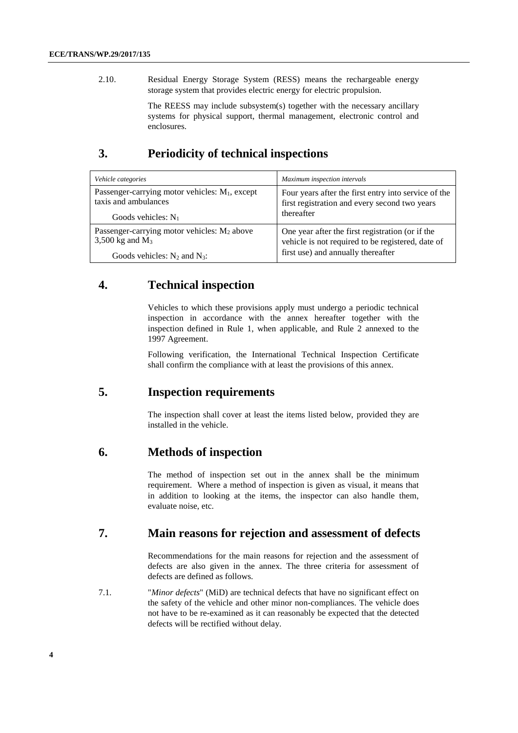2.10. Residual Energy Storage System (RESS) means the rechargeable energy storage system that provides electric energy for electric propulsion.

The REESS may include subsystem(s) together with the necessary ancillary systems for physical support, thermal management, electronic control and enclosures.

## 3. Periodicity of technical inspections

| *Vehicle categories* | *Maximum inspection intervals* |
|---|---|
| Passenger-carrying motor vehicles: $M_1$, except taxis and ambulances<br>Goods vehicles: $N_1$ | Four years after the first entry into service of the first registration and every second two years thereafter |
| Passenger-carrying motor vehicles: $M_2$ above 3,500 kg and $M_3$<br>Goods vehicles: $N_2$ and $N_3$: | One year after the first registration (or if the vehicle is not required to be registered, date of first use) and annually thereafter |

## 4. Technical inspection

Vehicles to which these provisions apply must undergo a periodic technical inspection in accordance with the annex hereafter together with the inspection defined in Rule 1, when applicable, and Rule 2 annexed to the 1997 Agreement.

Following verification, the International Technical Inspection Certificate shall confirm the compliance with at least the provisions of this annex.

## 5. Inspection requirements

The inspection shall cover at least the items listed below, provided they are installed in the vehicle.

## 6. Methods of inspection

The method of inspection set out in the annex shall be the minimum requirement. Where a method of inspection is given as visual, it means that in addition to looking at the items, the inspector can also handle them, evaluate noise, etc.

## 7. Main reasons for rejection and assessment of defects

Recommendations for the main reasons for rejection and the assessment of defects are also given in the annex. The three criteria for assessment of defects are defined as follows.

7.1. "*Minor defects*" (MiD) are technical defects that have no significant effect on the safety of the vehicle and other minor non-compliances. The vehicle does not have to be re-examined as it can reasonably be expected that the detected defects will be rectified without delay.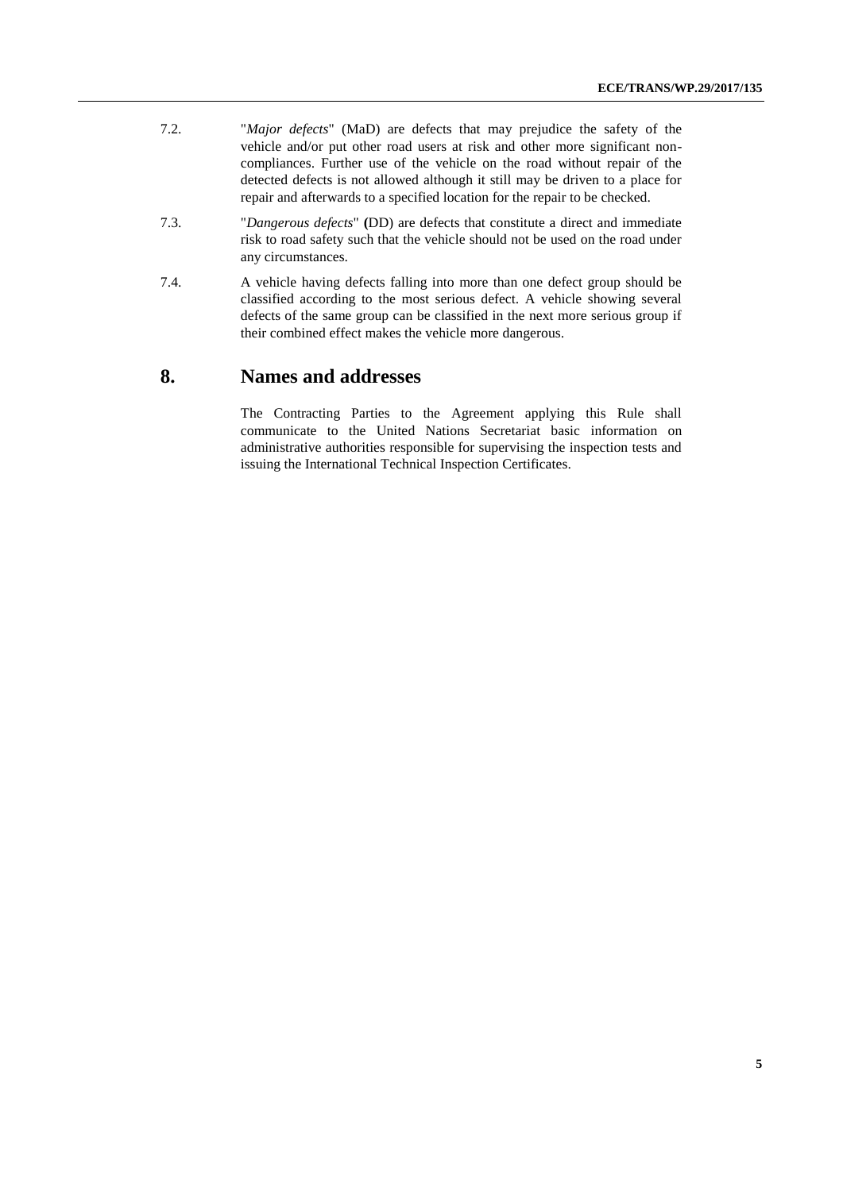7.2. "*Major defects*" (MaD) are defects that may prejudice the safety of the vehicle and/or put other road users at risk and other more significant non-compliances. Further use of the vehicle on the road without repair of the detected defects is not allowed although it still may be driven to a place for repair and afterwards to a specified location for the repair to be checked.

7.3. "*Dangerous defects*" **(**DD) are defects that constitute a direct and immediate risk to road safety such that the vehicle should not be used on the road under any circumstances.

7.4. A vehicle having defects falling into more than one defect group should be classified according to the most serious defect. A vehicle showing several defects of the same group can be classified in the next more serious group if their combined effect makes the vehicle more dangerous.

## 8. Names and addresses

The Contracting Parties to the Agreement applying this Rule shall communicate to the United Nations Secretariat basic information on administrative authorities responsible for supervising the inspection tests and issuing the International Technical Inspection Certificates.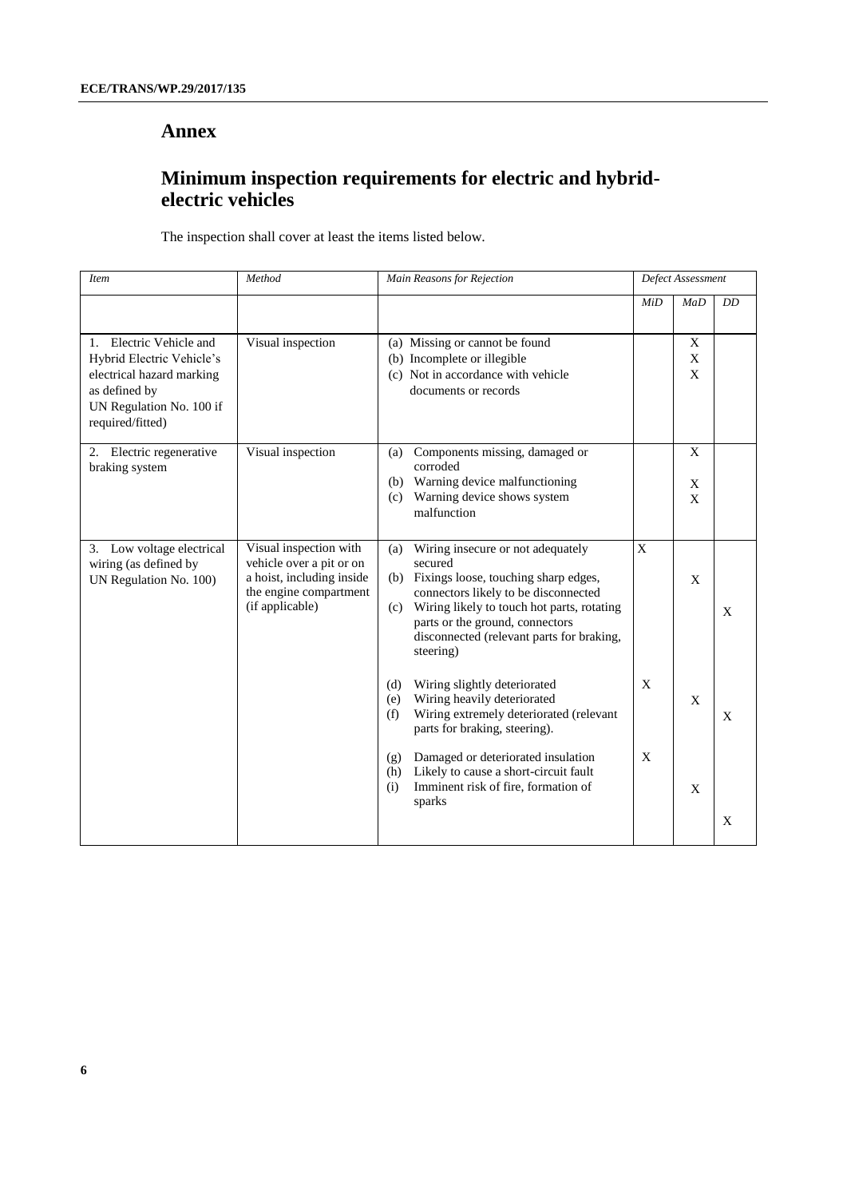# Annex

## Minimum inspection requirements for electric and hybrid-electric vehicles

The inspection shall cover at least the items listed below.

| *Item* | *Method* | *Main Reasons for Rejection* | *Defect Assessment* | | |
|---|---|---|---|---|---|
| | | | *MiD* | *MaD* | *DD* |
| 1. Electric Vehicle and Hybrid Electric Vehicle's electrical hazard marking as defined by UN Regulation No. 100 if required/fitted) | Visual inspection | (a) Missing or cannot be found | | X | |
| | | (b) Incomplete or illegible | | X | |
| | | (c) Not in accordance with vehicle documents or records | | X | |
| 2. Electric regenerative braking system | Visual inspection | (a) Components missing, damaged or corroded | | X | |
| | | (b) Warning device malfunctioning | | X | |
| | | (c) Warning device shows system malfunction | | X | |
| 3. Low voltage electrical wiring (as defined by UN Regulation No. 100) | Visual inspection with vehicle over a pit or on a hoist, including inside the engine compartment (if applicable) | (a) Wiring insecure or not adequately secured | X | | |
| | | (b) Fixings loose, touching sharp edges, connectors likely to be disconnected | | X | |
| | | (c) Wiring likely to touch hot parts, rotating parts or the ground, connectors disconnected (relevant parts for braking, steering) | | | X |
| | | (d) Wiring slightly deteriorated | X | | |
| | | (e) Wiring heavily deteriorated | | X | |
| | | (f) Wiring extremely deteriorated (relevant parts for braking, steering). | | | X |
| | | (g) Damaged or deteriorated insulation | X | | |
| | | (h) Likely to cause a short-circuit fault | | X | |
| | | (i) Imminent risk of fire, formation of sparks | | | X |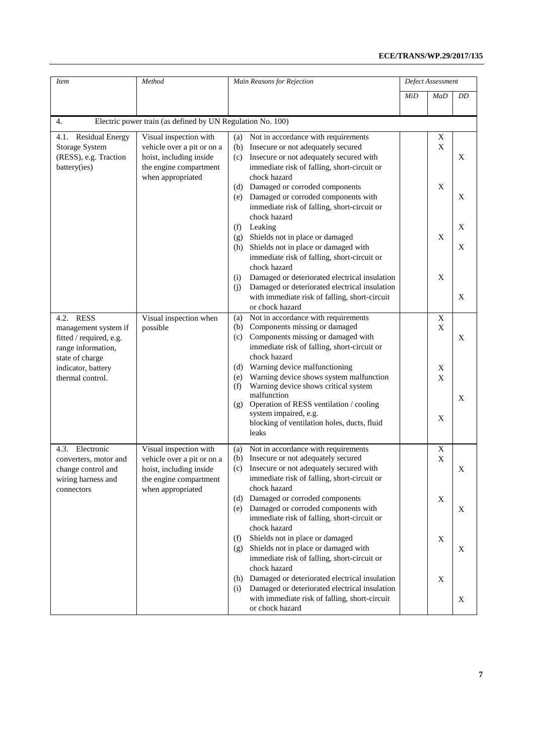| *Item* | *Method* | *Main Reasons for Rejection* | *Defect Assessment* | | |
|---|---|---|---|---|---|
| | | | *MiD* | *MaD* | *DD* |
| 4. Electric power train (as defined by UN Regulation No. 100) | | | | | |
| 4.1. Residual Energy Storage System (RESS), e.g. Traction battery(ies) | Visual inspection with vehicle over a pit or on a hoist, including inside the engine compartment when appropriated | (a) Not in accordance with requirements | | X | |
| | | (b) Insecure or not adequately secured | | X | |
| | | (c) Insecure or not adequately secured with immediate risk of falling, short-circuit or chock hazard | | | X |
| | | (d) Damaged or corroded components | | X | |
| | | (e) Damaged or corroded components with immediate risk of falling, short-circuit or chock hazard | | | X |
| | | (f) Leaking | | | X |
| | | (g) Shields not in place or damaged | | X | |
| | | (h) Shields not in place or damaged with immediate risk of falling, short-circuit or chock hazard | | | X |
| | | (i) Damaged or deteriorated electrical insulation | | X | |
| | | (j) Damaged or deteriorated electrical insulation with immediate risk of falling, short-circuit or chock hazard | | | X |
| 4.2. RESS management system if fitted / required, e.g. range information, state of charge indicator, battery thermal control. | Visual inspection when possible | (a) Not in accordance with requirements | | X | |
| | | (b) Components missing or damaged | | X | |
| | | (c) Components missing or damaged with immediate risk of falling, short-circuit or chock hazard | | | X |
| | | (d) Warning device malfunctioning | | X | |
| | | (e) Warning device shows system malfunction | | X | |
| | | (f) Warning device shows critical system malfunction | | | X |
| | | (g) Operation of RESS ventilation / cooling system impaired, e.g. blocking of ventilation holes, ducts, fluid leaks | | X | |
| 4.3. Electronic converters, motor and change control and wiring harness and connectors | Visual inspection with vehicle over a pit or on a hoist, including inside the engine compartment when appropriated | (a) Not in accordance with requirements | | X | |
| | | (b) Insecure or not adequately secured | | X | |
| | | (c) Insecure or not adequately secured with immediate risk of falling, short-circuit or chock hazard | | | X |
| | | (d) Damaged or corroded components | | X | |
| | | (e) Damaged or corroded components with immediate risk of falling, short-circuit or chock hazard | | | X |
| | | (f) Shields not in place or damaged | | X | |
| | | (g) Shields not in place or damaged with immediate risk of falling, short-circuit or chock hazard | | | X |
| | | (h) Damaged or deteriorated electrical insulation | | X | |
| | | (i) Damaged or deteriorated electrical insulation with immediate risk of falling, short-circuit or chock hazard | | | X |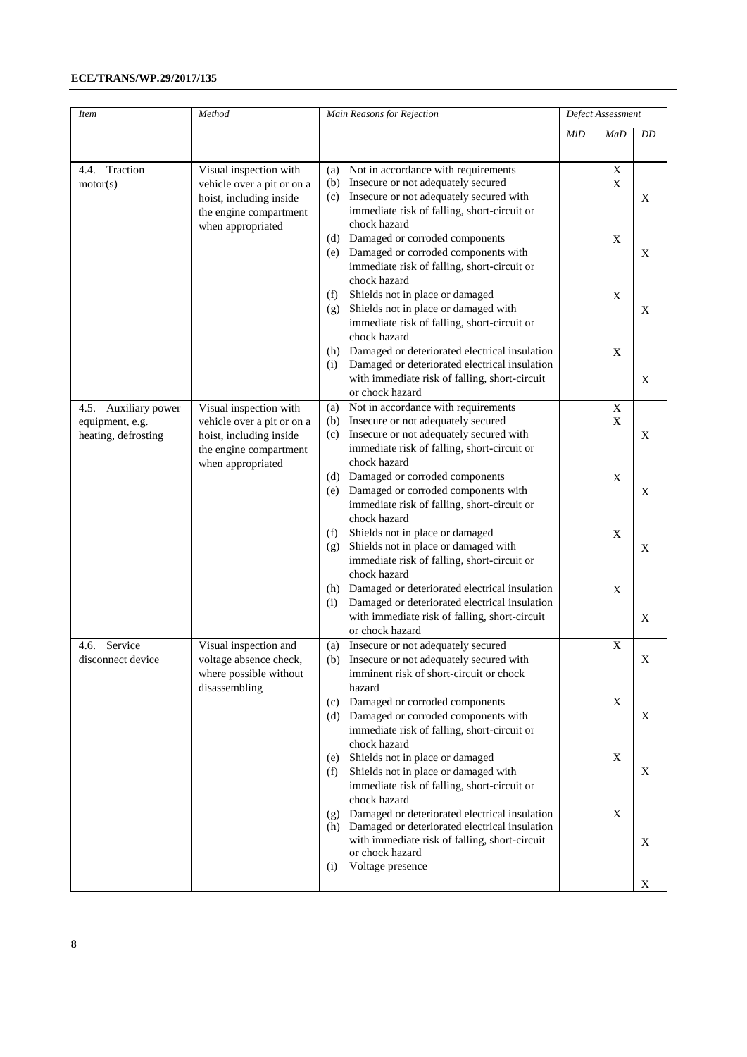| *Item* | *Method* | *Main Reasons for Rejection* | *Defect Assessment* | | |
|---|---|---|---|---|---|
| | | | *MiD* | *MaD* | *DD* |
| 4.4. Traction motor(s) | Visual inspection with vehicle over a pit or on a hoist, including inside the engine compartment when appropriated | (a) Not in accordance with requirements | | X | |
| | | (b) Insecure or not adequately secured | | X | |
| | | (c) Insecure or not adequately secured with immediate risk of falling, short-circuit or chock hazard | | | X |
| | | (d) Damaged or corroded components | | X | |
| | | (e) Damaged or corroded components with immediate risk of falling, short-circuit or chock hazard | | | X |
| | | (f) Shields not in place or damaged | | X | |
| | | (g) Shields not in place or damaged with immediate risk of falling, short-circuit or chock hazard | | | X |
| | | (h) Damaged or deteriorated electrical insulation | | X | |
| | | (i) Damaged or deteriorated electrical insulation with immediate risk of falling, short-circuit or chock hazard | | | X |
| 4.5. Auxiliary power equipment, e.g. heating, defrosting | Visual inspection with vehicle over a pit or on a hoist, including inside the engine compartment when appropriated | (a) Not in accordance with requirements | | X | |
| | | (b) Insecure or not adequately secured | | X | |
| | | (c) Insecure or not adequately secured with immediate risk of falling, short-circuit or chock hazard | | | X |
| | | (d) Damaged or corroded components | | X | |
| | | (e) Damaged or corroded components with immediate risk of falling, short-circuit or chock hazard | | | X |
| | | (f) Shields not in place or damaged | | X | |
| | | (g) Shields not in place or damaged with immediate risk of falling, short-circuit or chock hazard | | | X |
| | | (h) Damaged or deteriorated electrical insulation | | X | |
| | | (i) Damaged or deteriorated electrical insulation with immediate risk of falling, short-circuit or chock hazard | | | X |
| 4.6. Service disconnect device | Visual inspection and voltage absence check, where possible without disassembling | (a) Insecure or not adequately secured | | X | |
| | | (b) Insecure or not adequately secured with imminent risk of short-circuit or chock hazard | | | X |
| | | (c) Damaged or corroded components | | X | |
| | | (d) Damaged or corroded components with immediate risk of falling, short-circuit or chock hazard | | | X |
| | | (e) Shields not in place or damaged | | X | |
| | | (f) Shields not in place or damaged with immediate risk of falling, short-circuit or chock hazard | | | X |
| | | (g) Damaged or deteriorated electrical insulation | | X | |
| | | (h) Damaged or deteriorated electrical insulation with immediate risk of falling, short-circuit or chock hazard | | | X |
| | | (i) Voltage presence | | | X |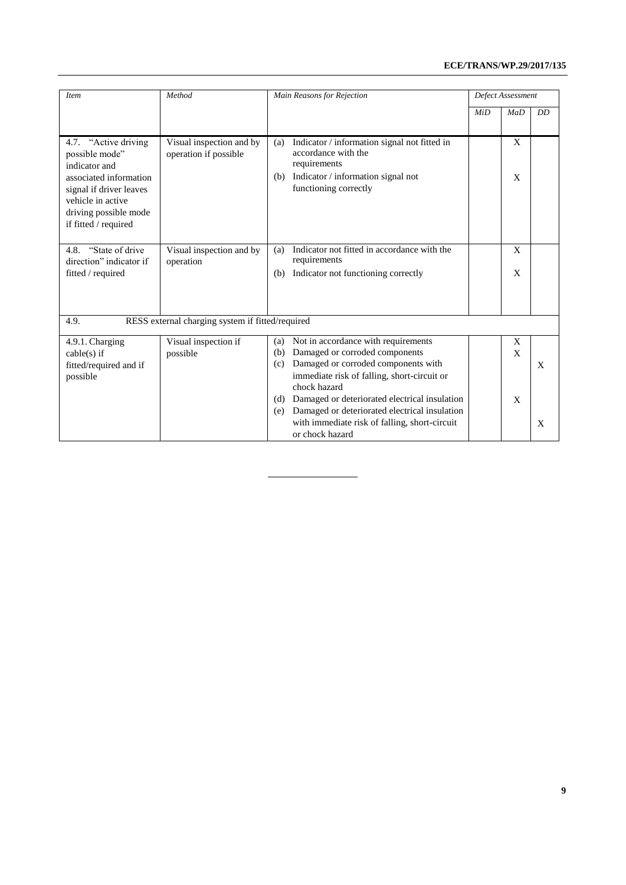| *Item* | *Method* | *Main Reasons for Rejection* | *Defect Assessment* | | |
|---|---|---|---|---|---|
| | | | *MiD* | *MaD* | *DD* |
| 4.7. "Active driving possible mode" indicator and associated information signal if driver leaves vehicle in active driving possible mode if fitted / required | Visual inspection and by operation if possible | (a) Indicator / information signal not fitted in accordance with the requirements<br>(b) Indicator / information signal not functioning correctly | | X<br><br>X | |
| 4.8. "State of drive direction" indicator if fitted / required | Visual inspection and by operation | (a) Indicator not fitted in accordance with the requirements<br>(b) Indicator not functioning correctly | | X<br><br>X | |
| 4.9. RESS external charging system if fitted/required | | | | | |
| 4.9.1. Charging cable(s) if fitted/required and if possible | Visual inspection if possible | (a) Not in accordance with requirements<br>(b) Damaged or corroded components<br>(c) Damaged or corroded components with immediate risk of falling, short-circuit or chock hazard<br>(d) Damaged or deteriorated electrical insulation<br>(e) Damaged or deteriorated electrical insulation with immediate risk of falling, short-circuit or chock hazard | | X<br>X<br><br><br>X | <br><br>X<br><br><br>X |